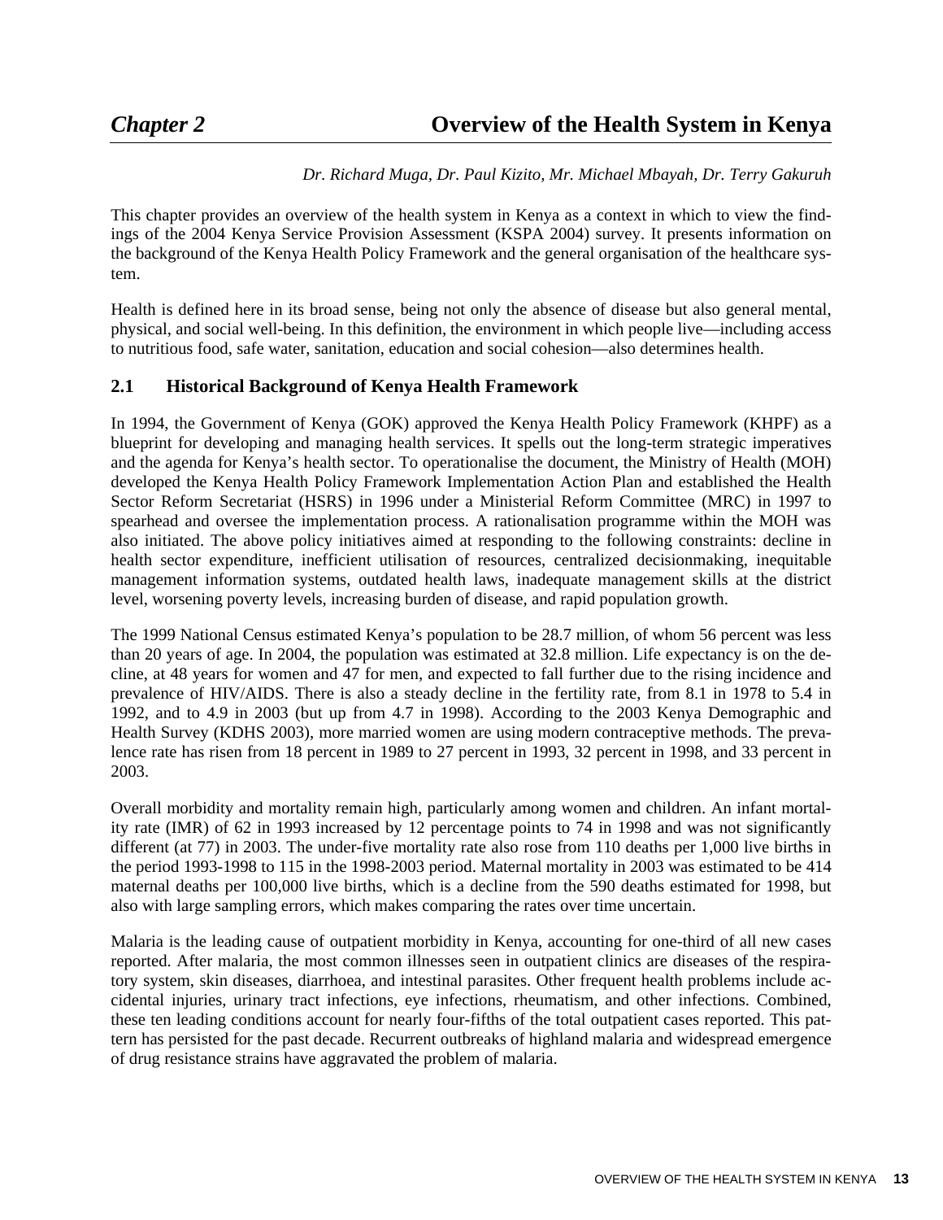# *Chapter 2* Overview of the Health System in Kenya

*Dr. Richard Muga, Dr. Paul Kizito, Mr. Michael Mbayah, Dr. Terry Gakuruh*

This chapter provides an overview of the health system in Kenya as a context in which to view the findings of the 2004 Kenya Service Provision Assessment (KSPA 2004) survey. It presents information on the background of the Kenya Health Policy Framework and the general organisation of the healthcare system.

Health is defined here in its broad sense, being not only the absence of disease but also general mental, physical, and social well-being. In this definition, the environment in which people live—including access to nutritious food, safe water, sanitation, education and social cohesion—also determines health.

## 2.1 Historical Background of Kenya Health Framework

In 1994, the Government of Kenya (GOK) approved the Kenya Health Policy Framework (KHPF) as a blueprint for developing and managing health services. It spells out the long-term strategic imperatives and the agenda for Kenya's health sector. To operationalise the document, the Ministry of Health (MOH) developed the Kenya Health Policy Framework Implementation Action Plan and established the Health Sector Reform Secretariat (HSRS) in 1996 under a Ministerial Reform Committee (MRC) in 1997 to spearhead and oversee the implementation process. A rationalisation programme within the MOH was also initiated. The above policy initiatives aimed at responding to the following constraints: decline in health sector expenditure, inefficient utilisation of resources, centralized decisionmaking, inequitable management information systems, outdated health laws, inadequate management skills at the district level, worsening poverty levels, increasing burden of disease, and rapid population growth.

The 1999 National Census estimated Kenya's population to be 28.7 million, of whom 56 percent was less than 20 years of age. In 2004, the population was estimated at 32.8 million. Life expectancy is on the decline, at 48 years for women and 47 for men, and expected to fall further due to the rising incidence and prevalence of HIV/AIDS. There is also a steady decline in the fertility rate, from 8.1 in 1978 to 5.4 in 1992, and to 4.9 in 2003 (but up from 4.7 in 1998). According to the 2003 Kenya Demographic and Health Survey (KDHS 2003), more married women are using modern contraceptive methods. The prevalence rate has risen from 18 percent in 1989 to 27 percent in 1993, 32 percent in 1998, and 33 percent in 2003.

Overall morbidity and mortality remain high, particularly among women and children. An infant mortality rate (IMR) of 62 in 1993 increased by 12 percentage points to 74 in 1998 and was not significantly different (at 77) in 2003. The under-five mortality rate also rose from 110 deaths per 1,000 live births in the period 1993-1998 to 115 in the 1998-2003 period. Maternal mortality in 2003 was estimated to be 414 maternal deaths per 100,000 live births, which is a decline from the 590 deaths estimated for 1998, but also with large sampling errors, which makes comparing the rates over time uncertain.

Malaria is the leading cause of outpatient morbidity in Kenya, accounting for one-third of all new cases reported. After malaria, the most common illnesses seen in outpatient clinics are diseases of the respiratory system, skin diseases, diarrhoea, and intestinal parasites. Other frequent health problems include accidental injuries, urinary tract infections, eye infections, rheumatism, and other infections. Combined, these ten leading conditions account for nearly four-fifths of the total outpatient cases reported. This pattern has persisted for the past decade. Recurrent outbreaks of highland malaria and widespread emergence of drug resistance strains have aggravated the problem of malaria.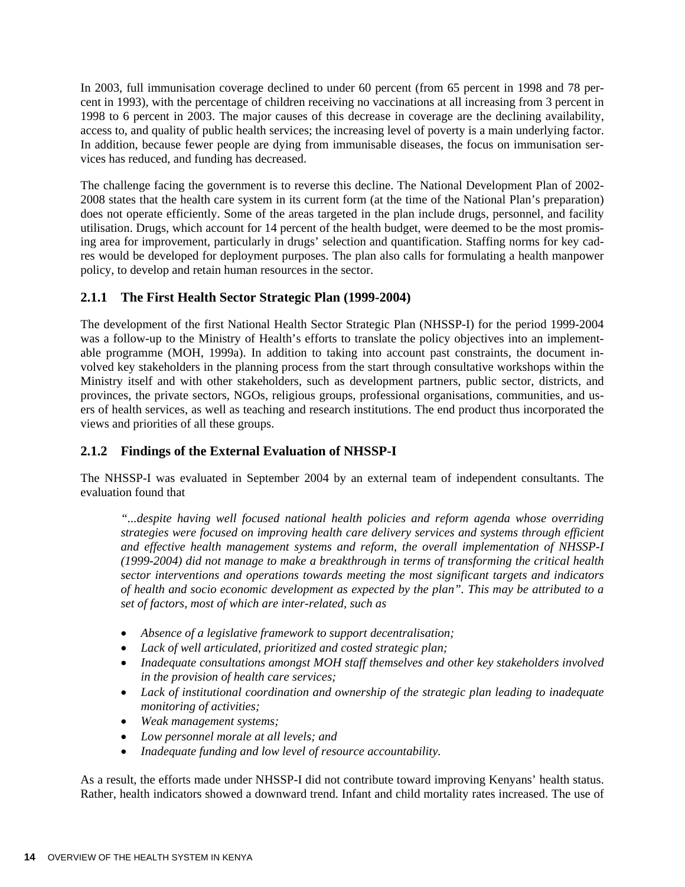In 2003, full immunisation coverage declined to under 60 percent (from 65 percent in 1998 and 78 percent in 1993), with the percentage of children receiving no vaccinations at all increasing from 3 percent in 1998 to 6 percent in 2003. The major causes of this decrease in coverage are the declining availability, access to, and quality of public health services; the increasing level of poverty is a main underlying factor. In addition, because fewer people are dying from immunisable diseases, the focus on immunisation services has reduced, and funding has decreased.

The challenge facing the government is to reverse this decline. The National Development Plan of 2002-2008 states that the health care system in its current form (at the time of the National Plan's preparation) does not operate efficiently. Some of the areas targeted in the plan include drugs, personnel, and facility utilisation. Drugs, which account for 14 percent of the health budget, were deemed to be the most promising area for improvement, particularly in drugs' selection and quantification. Staffing norms for key cadres would be developed for deployment purposes. The plan also calls for formulating a health manpower policy, to develop and retain human resources in the sector.

### 2.1.1 The First Health Sector Strategic Plan (1999-2004)

The development of the first National Health Sector Strategic Plan (NHSSP-I) for the period 1999-2004 was a follow-up to the Ministry of Health's efforts to translate the policy objectives into an implementable programme (MOH, 1999a). In addition to taking into account past constraints, the document involved key stakeholders in the planning process from the start through consultative workshops within the Ministry itself and with other stakeholders, such as development partners, public sector, districts, and provinces, the private sectors, NGOs, religious groups, professional organisations, communities, and users of health services, as well as teaching and research institutions. The end product thus incorporated the views and priorities of all these groups.

### 2.1.2 Findings of the External Evaluation of NHSSP-I

The NHSSP-I was evaluated in September 2004 by an external team of independent consultants. The evaluation found that

> *"...despite having well focused national health policies and reform agenda whose overriding strategies were focused on improving health care delivery services and systems through efficient and effective health management systems and reform, the overall implementation of NHSSP-I (1999-2004) did not manage to make a breakthrough in terms of transforming the critical health sector interventions and operations towards meeting the most significant targets and indicators of health and socio economic development as expected by the plan". This may be attributed to a set of factors, most of which are inter-related, such as*
>
> - *Absence of a legislative framework to support decentralisation;*
> - *Lack of well articulated, prioritized and costed strategic plan;*
> - *Inadequate consultations amongst MOH staff themselves and other key stakeholders involved in the provision of health care services;*
> - *Lack of institutional coordination and ownership of the strategic plan leading to inadequate monitoring of activities;*
> - *Weak management systems;*
> - *Low personnel morale at all levels; and*
> - *Inadequate funding and low level of resource accountability.*

As a result, the efforts made under NHSSP-I did not contribute toward improving Kenyans' health status. Rather, health indicators showed a downward trend. Infant and child mortality rates increased. The use of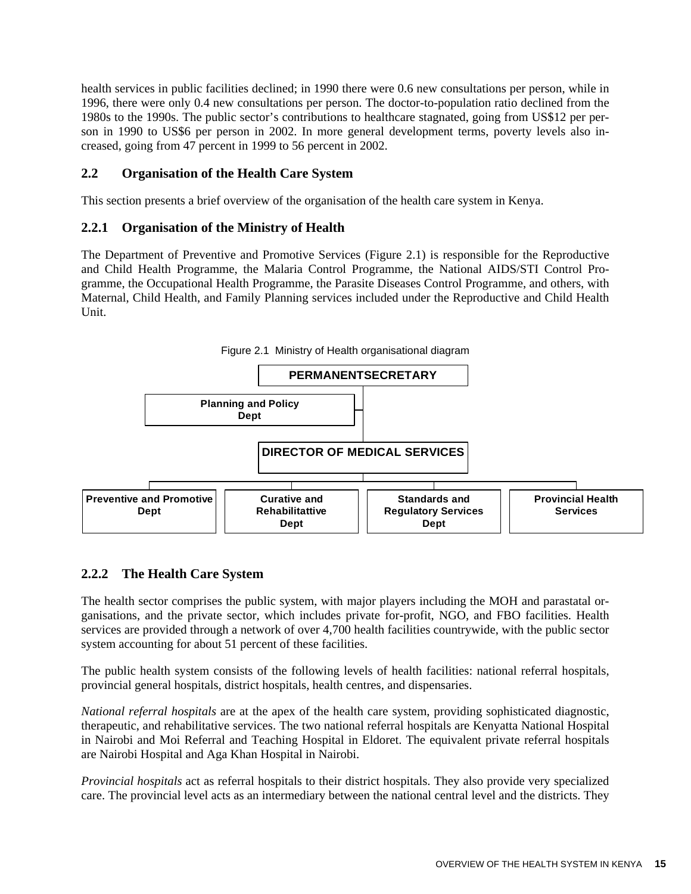health services in public facilities declined; in 1990 there were 0.6 new consultations per person, while in 1996, there were only 0.4 new consultations per person. The doctor-to-population ratio declined from the 1980s to the 1990s. The public sector's contributions to healthcare stagnated, going from US$12 per person in 1990 to US$6 per person in 2002. In more general development terms, poverty levels also increased, going from 47 percent in 1999 to 56 percent in 2002.

## 2.2 Organisation of the Health Care System

This section presents a brief overview of the organisation of the health care system in Kenya.

### 2.2.1 Organisation of the Ministry of Health

The Department of Preventive and Promotive Services (Figure 2.1) is responsible for the Reproductive and Child Health Programme, the Malaria Control Programme, the National AIDS/STI Control Programme, the Occupational Health Programme, the Parasite Diseases Control Programme, and others, with Maternal, Child Health, and Family Planning services included under the Reproductive and Child Health Unit.

Figure 2.1 Ministry of Health organisational diagram

- **PERMANENTSECRETARY**
  - **Planning and Policy Dept**
  - **DIRECTOR OF MEDICAL SERVICES**
    - **Preventive and Promotive Dept**
    - **Curative and Rehabilitattive Dept**
    - **Standards and Regulatory Services Dept**
    - **Provincial Health Services**

### 2.2.2 The Health Care System

The health sector comprises the public system, with major players including the MOH and parastatal organisations, and the private sector, which includes private for-profit, NGO, and FBO facilities. Health services are provided through a network of over 4,700 health facilities countrywide, with the public sector system accounting for about 51 percent of these facilities.

The public health system consists of the following levels of health facilities: national referral hospitals, provincial general hospitals, district hospitals, health centres, and dispensaries.

*National referral hospitals* are at the apex of the health care system, providing sophisticated diagnostic, therapeutic, and rehabilitative services. The two national referral hospitals are Kenyatta National Hospital in Nairobi and Moi Referral and Teaching Hospital in Eldoret. The equivalent private referral hospitals are Nairobi Hospital and Aga Khan Hospital in Nairobi.

*Provincial hospitals* act as referral hospitals to their district hospitals. They also provide very specialized care. The provincial level acts as an intermediary between the national central level and the districts. They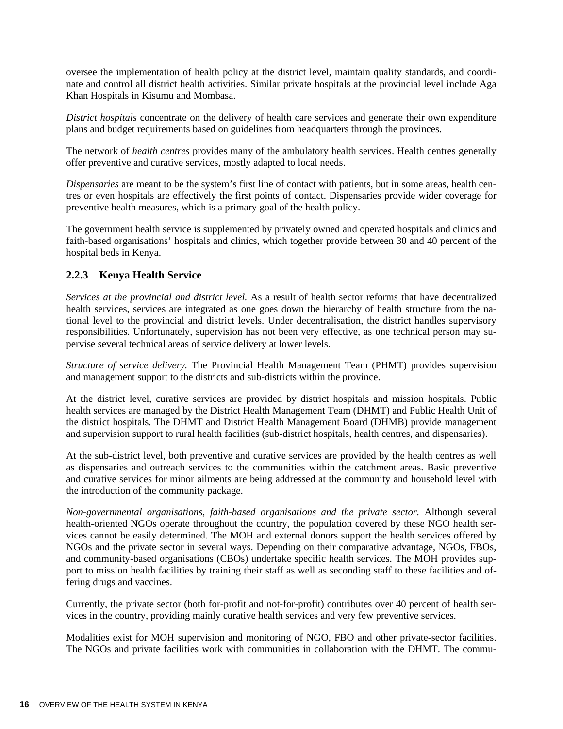oversee the implementation of health policy at the district level, maintain quality standards, and coordinate and control all district health activities. Similar private hospitals at the provincial level include Aga Khan Hospitals in Kisumu and Mombasa.

*District hospitals* concentrate on the delivery of health care services and generate their own expenditure plans and budget requirements based on guidelines from headquarters through the provinces.

The network of *health centres* provides many of the ambulatory health services. Health centres generally offer preventive and curative services, mostly adapted to local needs.

*Dispensaries* are meant to be the system's first line of contact with patients, but in some areas, health centres or even hospitals are effectively the first points of contact. Dispensaries provide wider coverage for preventive health measures, which is a primary goal of the health policy.

The government health service is supplemented by privately owned and operated hospitals and clinics and faith-based organisations' hospitals and clinics, which together provide between 30 and 40 percent of the hospital beds in Kenya.

### 2.2.3 Kenya Health Service

*Services at the provincial and district level.* As a result of health sector reforms that have decentralized health services, services are integrated as one goes down the hierarchy of health structure from the national level to the provincial and district levels. Under decentralisation, the district handles supervisory responsibilities. Unfortunately, supervision has not been very effective, as one technical person may supervise several technical areas of service delivery at lower levels.

*Structure of service delivery.* The Provincial Health Management Team (PHMT) provides supervision and management support to the districts and sub-districts within the province.

At the district level, curative services are provided by district hospitals and mission hospitals. Public health services are managed by the District Health Management Team (DHMT) and Public Health Unit of the district hospitals. The DHMT and District Health Management Board (DHMB) provide management and supervision support to rural health facilities (sub-district hospitals, health centres, and dispensaries).

At the sub-district level, both preventive and curative services are provided by the health centres as well as dispensaries and outreach services to the communities within the catchment areas. Basic preventive and curative services for minor ailments are being addressed at the community and household level with the introduction of the community package.

*Non-governmental organisations, faith-based organisations and the private sector.* Although several health-oriented NGOs operate throughout the country, the population covered by these NGO health services cannot be easily determined. The MOH and external donors support the health services offered by NGOs and the private sector in several ways. Depending on their comparative advantage, NGOs, FBOs, and community-based organisations (CBOs) undertake specific health services. The MOH provides support to mission health facilities by training their staff as well as seconding staff to these facilities and offering drugs and vaccines.

Currently, the private sector (both for-profit and not-for-profit) contributes over 40 percent of health services in the country, providing mainly curative health services and very few preventive services.

Modalities exist for MOH supervision and monitoring of NGO, FBO and other private-sector facilities. The NGOs and private facilities work with communities in collaboration with the DHMT. The commu-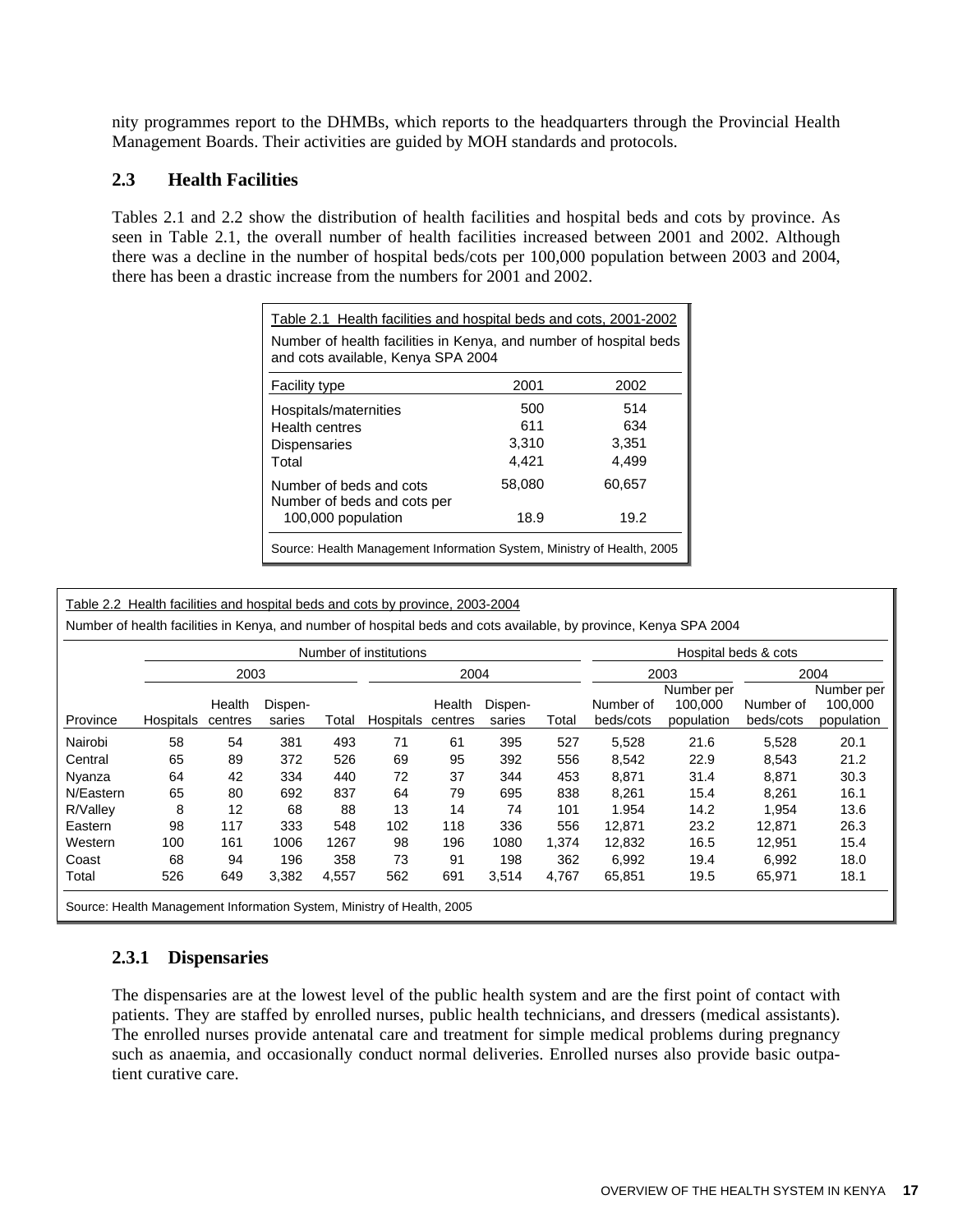nity programmes report to the DHMBs, which reports to the headquarters through the Provincial Health Management Boards. Their activities are guided by MOH standards and protocols.

## 2.3 Health Facilities

Tables 2.1 and 2.2 show the distribution of health facilities and hospital beds and cots by province. As seen in Table 2.1, the overall number of health facilities increased between 2001 and 2002. Although there was a decline in the number of hospital beds/cots per 100,000 population between 2003 and 2004, there has been a drastic increase from the numbers for 2001 and 2002.

Table 2.1 Health facilities and hospital beds and cots, 2001-2002

Number of health facilities in Kenya, and number of hospital beds and cots available, Kenya SPA 2004

| Facility type | 2001 | 2002 |
|---|---|---|
| Hospitals/maternities | 500 | 514 |
| Health centres | 611 | 634 |
| Dispensaries | 3,310 | 3,351 |
| Total | 4,421 | 4,499 |
| Number of beds and cots | 58,080 | 60,657 |
| Number of beds and cots per 100,000 population | 18.9 | 19.2 |

Source: Health Management Information System, Ministry of Health, 2005

Table 2.2 Health facilities and hospital beds and cots by province, 2003-2004

Number of health facilities in Kenya, and number of hospital beds and cots available, by province, Kenya SPA 2004

| | Number of institutions | | | | | | | | Hospital beds & cots | | | |
|---|---|---|---|---|---|---|---|---|---|---|---|---|
| | 2003 | | | | 2004 | | | | 2003 | | 2004 | |
| Province | Hospitals | Health centres | Dispen-saries | Total | Hospitals | Health centres | Dispen-saries | Total | Number of beds/cots | Number per 100,000 population | Number of beds/cots | Number per 100,000 population |
| Nairobi | 58 | 54 | 381 | 493 | 71 | 61 | 395 | 527 | 5,528 | 21.6 | 5,528 | 20.1 |
| Central | 65 | 89 | 372 | 526 | 69 | 95 | 392 | 556 | 8,542 | 22.9 | 8,543 | 21.2 |
| Nyanza | 64 | 42 | 334 | 440 | 72 | 37 | 344 | 453 | 8,871 | 31.4 | 8,871 | 30.3 |
| N/Eastern | 65 | 80 | 692 | 837 | 64 | 79 | 695 | 838 | 8,261 | 15.4 | 8,261 | 16.1 |
| R/Valley | 8 | 12 | 68 | 88 | 13 | 14 | 74 | 101 | 1.954 | 14.2 | 1,954 | 13.6 |
| Eastern | 98 | 117 | 333 | 548 | 102 | 118 | 336 | 556 | 12,871 | 23.2 | 12,871 | 26.3 |
| Western | 100 | 161 | 1006 | 1267 | 98 | 196 | 1080 | 1,374 | 12,832 | 16.5 | 12,951 | 15.4 |
| Coast | 68 | 94 | 196 | 358 | 73 | 91 | 198 | 362 | 6,992 | 19.4 | 6,992 | 18.0 |
| Total | 526 | 649 | 3,382 | 4,557 | 562 | 691 | 3,514 | 4,767 | 65,851 | 19.5 | 65,971 | 18.1 |

Source: Health Management Information System, Ministry of Health, 2005

### 2.3.1 Dispensaries

The dispensaries are at the lowest level of the public health system and are the first point of contact with patients. They are staffed by enrolled nurses, public health technicians, and dressers (medical assistants). The enrolled nurses provide antenatal care and treatment for simple medical problems during pregnancy such as anaemia, and occasionally conduct normal deliveries. Enrolled nurses also provide basic outpatient curative care.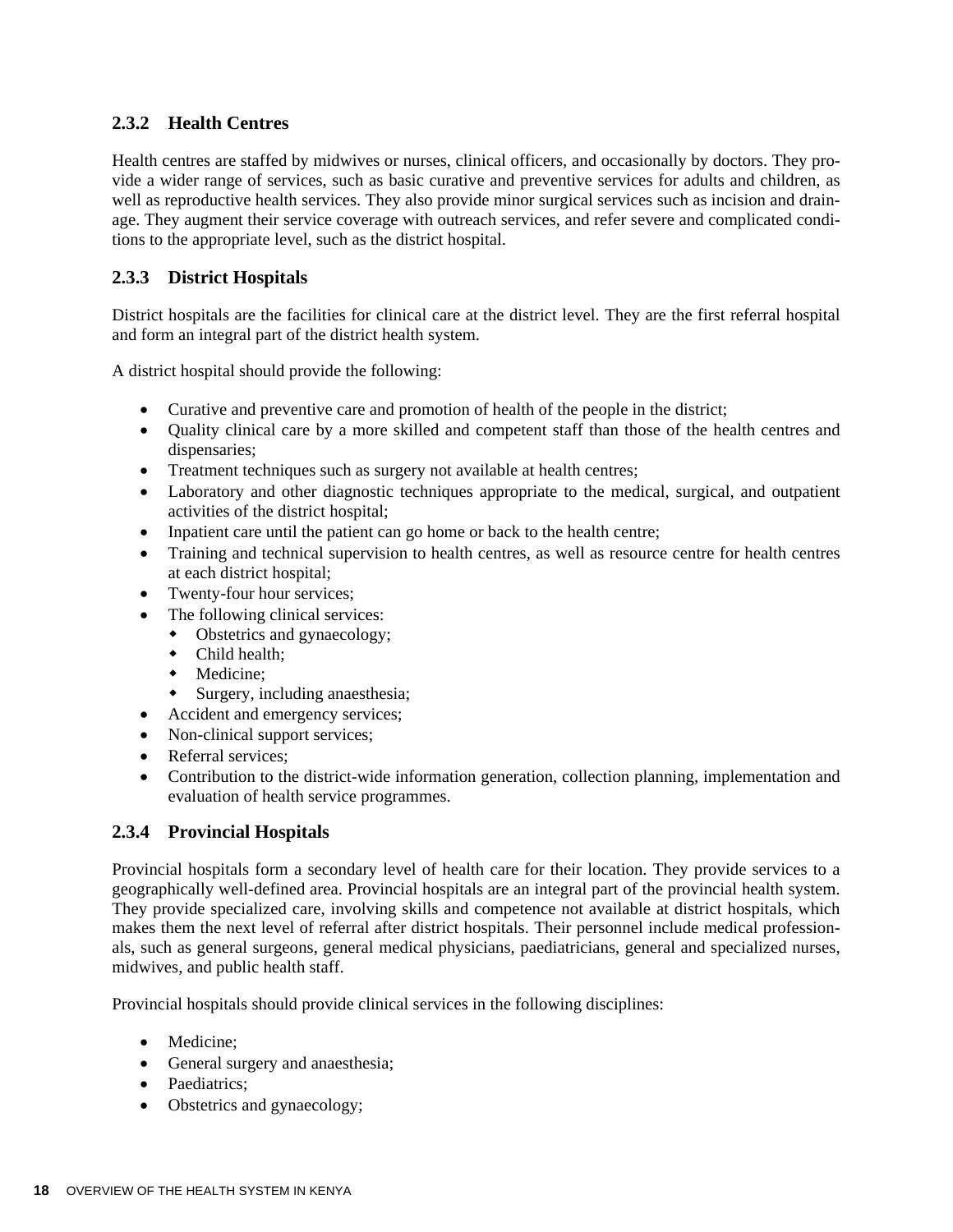### 2.3.2 Health Centres

Health centres are staffed by midwives or nurses, clinical officers, and occasionally by doctors. They provide a wider range of services, such as basic curative and preventive services for adults and children, as well as reproductive health services. They also provide minor surgical services such as incision and drainage. They augment their service coverage with outreach services, and refer severe and complicated conditions to the appropriate level, such as the district hospital.

### 2.3.3 District Hospitals

District hospitals are the facilities for clinical care at the district level. They are the first referral hospital and form an integral part of the district health system.

A district hospital should provide the following:

- Curative and preventive care and promotion of health of the people in the district;
- Quality clinical care by a more skilled and competent staff than those of the health centres and dispensaries;
- Treatment techniques such as surgery not available at health centres;
- Laboratory and other diagnostic techniques appropriate to the medical, surgical, and outpatient activities of the district hospital;
- Inpatient care until the patient can go home or back to the health centre;
- Training and technical supervision to health centres, as well as resource centre for health centres at each district hospital;
- Twenty-four hour services;
- The following clinical services:
  - Obstetrics and gynaecology;
  - Child health;
  - Medicine;
  - Surgery, including anaesthesia;
- Accident and emergency services;
- Non-clinical support services;
- Referral services;
- Contribution to the district-wide information generation, collection planning, implementation and evaluation of health service programmes.

### 2.3.4 Provincial Hospitals

Provincial hospitals form a secondary level of health care for their location. They provide services to a geographically well-defined area. Provincial hospitals are an integral part of the provincial health system. They provide specialized care, involving skills and competence not available at district hospitals, which makes them the next level of referral after district hospitals. Their personnel include medical professionals, such as general surgeons, general medical physicians, paediatricians, general and specialized nurses, midwives, and public health staff.

Provincial hospitals should provide clinical services in the following disciplines:

- Medicine;
- General surgery and anaesthesia;
- Paediatrics;
- Obstetrics and gynaecology;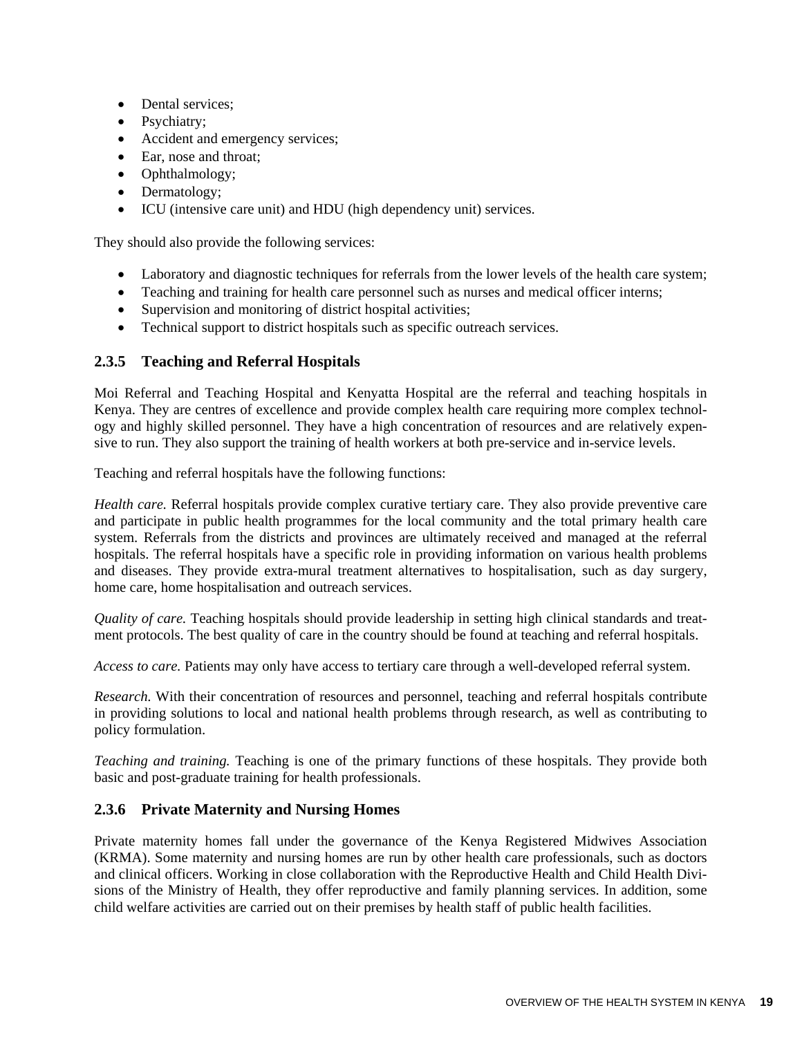- Dental services;
- Psychiatry;
- Accident and emergency services;
- Ear, nose and throat;
- Ophthalmology;
- Dermatology;
- ICU (intensive care unit) and HDU (high dependency unit) services.

They should also provide the following services:

- Laboratory and diagnostic techniques for referrals from the lower levels of the health care system;
- Teaching and training for health care personnel such as nurses and medical officer interns;
- Supervision and monitoring of district hospital activities;
- Technical support to district hospitals such as specific outreach services.

### 2.3.5 Teaching and Referral Hospitals

Moi Referral and Teaching Hospital and Kenyatta Hospital are the referral and teaching hospitals in Kenya. They are centres of excellence and provide complex health care requiring more complex technology and highly skilled personnel. They have a high concentration of resources and are relatively expensive to run. They also support the training of health workers at both pre-service and in-service levels.

Teaching and referral hospitals have the following functions:

*Health care.* Referral hospitals provide complex curative tertiary care. They also provide preventive care and participate in public health programmes for the local community and the total primary health care system. Referrals from the districts and provinces are ultimately received and managed at the referral hospitals. The referral hospitals have a specific role in providing information on various health problems and diseases. They provide extra-mural treatment alternatives to hospitalisation, such as day surgery, home care, home hospitalisation and outreach services.

*Quality of care.* Teaching hospitals should provide leadership in setting high clinical standards and treatment protocols. The best quality of care in the country should be found at teaching and referral hospitals.

*Access to care.* Patients may only have access to tertiary care through a well-developed referral system.

*Research.* With their concentration of resources and personnel, teaching and referral hospitals contribute in providing solutions to local and national health problems through research, as well as contributing to policy formulation.

*Teaching and training.* Teaching is one of the primary functions of these hospitals. They provide both basic and post-graduate training for health professionals.

### 2.3.6 Private Maternity and Nursing Homes

Private maternity homes fall under the governance of the Kenya Registered Midwives Association (KRMA). Some maternity and nursing homes are run by other health care professionals, such as doctors and clinical officers. Working in close collaboration with the Reproductive Health and Child Health Divisions of the Ministry of Health, they offer reproductive and family planning services. In addition, some child welfare activities are carried out on their premises by health staff of public health facilities.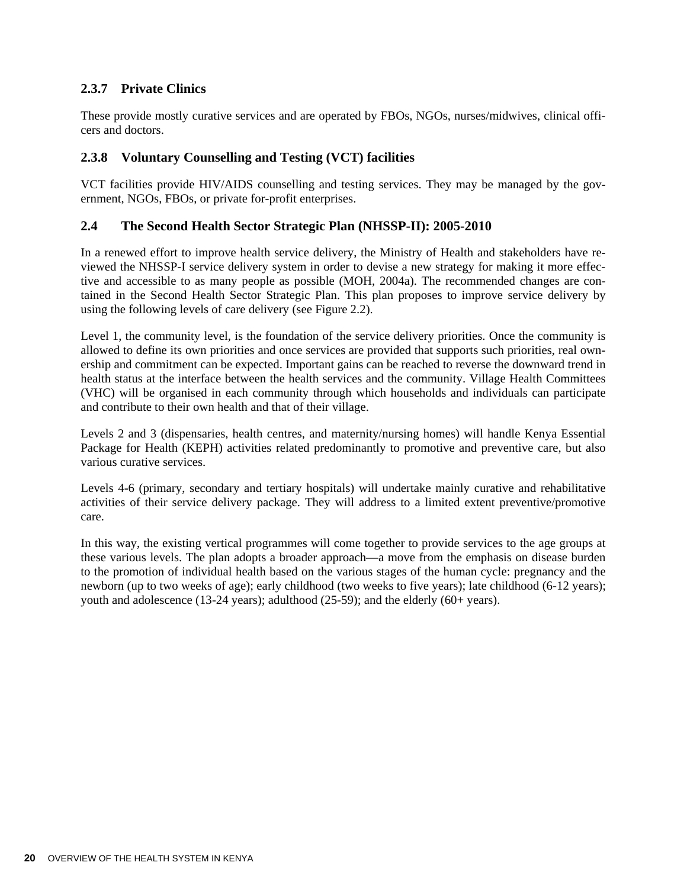### 2.3.7 Private Clinics

These provide mostly curative services and are operated by FBOs, NGOs, nurses/midwives, clinical officers and doctors.

### 2.3.8 Voluntary Counselling and Testing (VCT) facilities

VCT facilities provide HIV/AIDS counselling and testing services. They may be managed by the government, NGOs, FBOs, or private for-profit enterprises.

## 2.4 The Second Health Sector Strategic Plan (NHSSP-II): 2005-2010

In a renewed effort to improve health service delivery, the Ministry of Health and stakeholders have reviewed the NHSSP-I service delivery system in order to devise a new strategy for making it more effective and accessible to as many people as possible (MOH, 2004a). The recommended changes are contained in the Second Health Sector Strategic Plan. This plan proposes to improve service delivery by using the following levels of care delivery (see Figure 2.2).

Level 1, the community level, is the foundation of the service delivery priorities. Once the community is allowed to define its own priorities and once services are provided that supports such priorities, real ownership and commitment can be expected. Important gains can be reached to reverse the downward trend in health status at the interface between the health services and the community. Village Health Committees (VHC) will be organised in each community through which households and individuals can participate and contribute to their own health and that of their village.

Levels 2 and 3 (dispensaries, health centres, and maternity/nursing homes) will handle Kenya Essential Package for Health (KEPH) activities related predominantly to promotive and preventive care, but also various curative services.

Levels 4-6 (primary, secondary and tertiary hospitals) will undertake mainly curative and rehabilitative activities of their service delivery package. They will address to a limited extent preventive/promotive care.

In this way, the existing vertical programmes will come together to provide services to the age groups at these various levels. The plan adopts a broader approach—a move from the emphasis on disease burden to the promotion of individual health based on the various stages of the human cycle: pregnancy and the newborn (up to two weeks of age); early childhood (two weeks to five years); late childhood (6-12 years); youth and adolescence (13-24 years); adulthood (25-59); and the elderly (60+ years).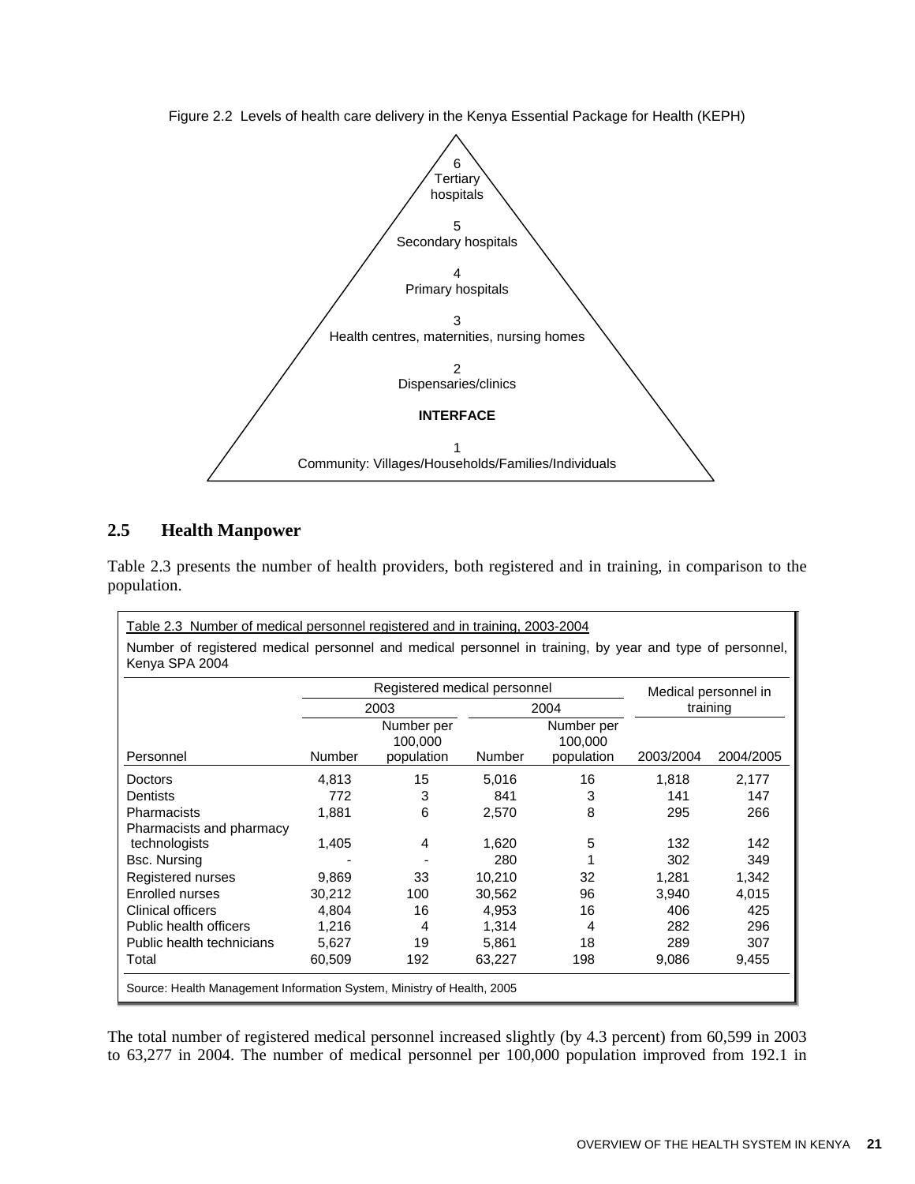Figure 2.2 Levels of health care delivery in the Kenya Essential Package for Health (KEPH)

6
Tertiary hospitals

5
Secondary hospitals

4
Primary hospitals

3
Health centres, maternities, nursing homes

2
Dispensaries/clinics

**INTERFACE**

1
Community: Villages/Households/Families/Individuals

## 2.5 Health Manpower

Table 2.3 presents the number of health providers, both registered and in training, in comparison to the population.

Table 2.3 Number of medical personnel registered and in training, 2003-2004

Number of registered medical personnel and medical personnel in training, by year and type of personnel, Kenya SPA 2004

| | Registered medical personnel | | | | Medical personnel in training | |
|---|---|---|---|---|---|---|
| | 2003 | | 2004 | | | |
| Personnel | Number | Number per 100,000 population | Number | Number per 100,000 population | 2003/2004 | 2004/2005 |
| Doctors | 4,813 | 15 | 5,016 | 16 | 1,818 | 2,177 |
| Dentists | 772 | 3 | 841 | 3 | 141 | 147 |
| Pharmacists | 1,881 | 6 | 2,570 | 8 | 295 | 266 |
| Pharmacists and pharmacy technologists | 1,405 | 4 | 1,620 | 5 | 132 | 142 |
| Bsc. Nursing | - | - | 280 | 1 | 302 | 349 |
| Registered nurses | 9,869 | 33 | 10,210 | 32 | 1,281 | 1,342 |
| Enrolled nurses | 30,212 | 100 | 30,562 | 96 | 3,940 | 4,015 |
| Clinical officers | 4,804 | 16 | 4,953 | 16 | 406 | 425 |
| Public health officers | 1,216 | 4 | 1,314 | 4 | 282 | 296 |
| Public health technicians | 5,627 | 19 | 5,861 | 18 | 289 | 307 |
| Total | 60,509 | 192 | 63,227 | 198 | 9,086 | 9,455 |

Source: Health Management Information System, Ministry of Health, 2005

The total number of registered medical personnel increased slightly (by 4.3 percent) from 60,599 in 2003 to 63,277 in 2004. The number of medical personnel per 100,000 population improved from 192.1 in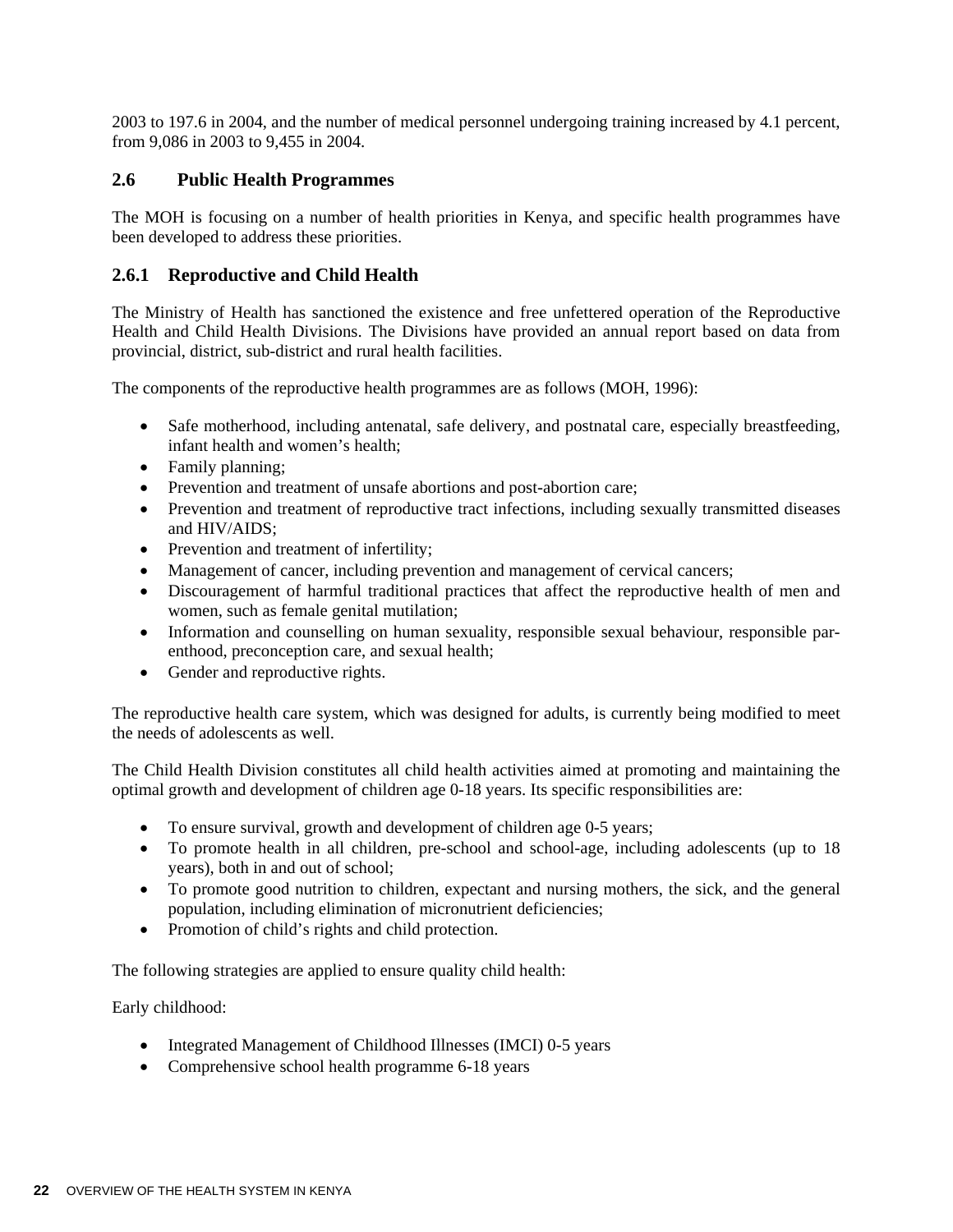2003 to 197.6 in 2004, and the number of medical personnel undergoing training increased by 4.1 percent, from 9,086 in 2003 to 9,455 in 2004.

## 2.6 Public Health Programmes

The MOH is focusing on a number of health priorities in Kenya, and specific health programmes have been developed to address these priorities.

### 2.6.1 Reproductive and Child Health

The Ministry of Health has sanctioned the existence and free unfettered operation of the Reproductive Health and Child Health Divisions. The Divisions have provided an annual report based on data from provincial, district, sub-district and rural health facilities.

The components of the reproductive health programmes are as follows (MOH, 1996):

- Safe motherhood, including antenatal, safe delivery, and postnatal care, especially breastfeeding, infant health and women's health;
- Family planning;
- Prevention and treatment of unsafe abortions and post-abortion care;
- Prevention and treatment of reproductive tract infections, including sexually transmitted diseases and HIV/AIDS;
- Prevention and treatment of infertility;
- Management of cancer, including prevention and management of cervical cancers;
- Discouragement of harmful traditional practices that affect the reproductive health of men and women, such as female genital mutilation;
- Information and counselling on human sexuality, responsible sexual behaviour, responsible parenthood, preconception care, and sexual health;
- Gender and reproductive rights.

The reproductive health care system, which was designed for adults, is currently being modified to meet the needs of adolescents as well.

The Child Health Division constitutes all child health activities aimed at promoting and maintaining the optimal growth and development of children age 0-18 years. Its specific responsibilities are:

- To ensure survival, growth and development of children age 0-5 years;
- To promote health in all children, pre-school and school-age, including adolescents (up to 18 years), both in and out of school;
- To promote good nutrition to children, expectant and nursing mothers, the sick, and the general population, including elimination of micronutrient deficiencies;
- Promotion of child's rights and child protection.

The following strategies are applied to ensure quality child health:

Early childhood:

- Integrated Management of Childhood Illnesses (IMCI) 0-5 years
- Comprehensive school health programme 6-18 years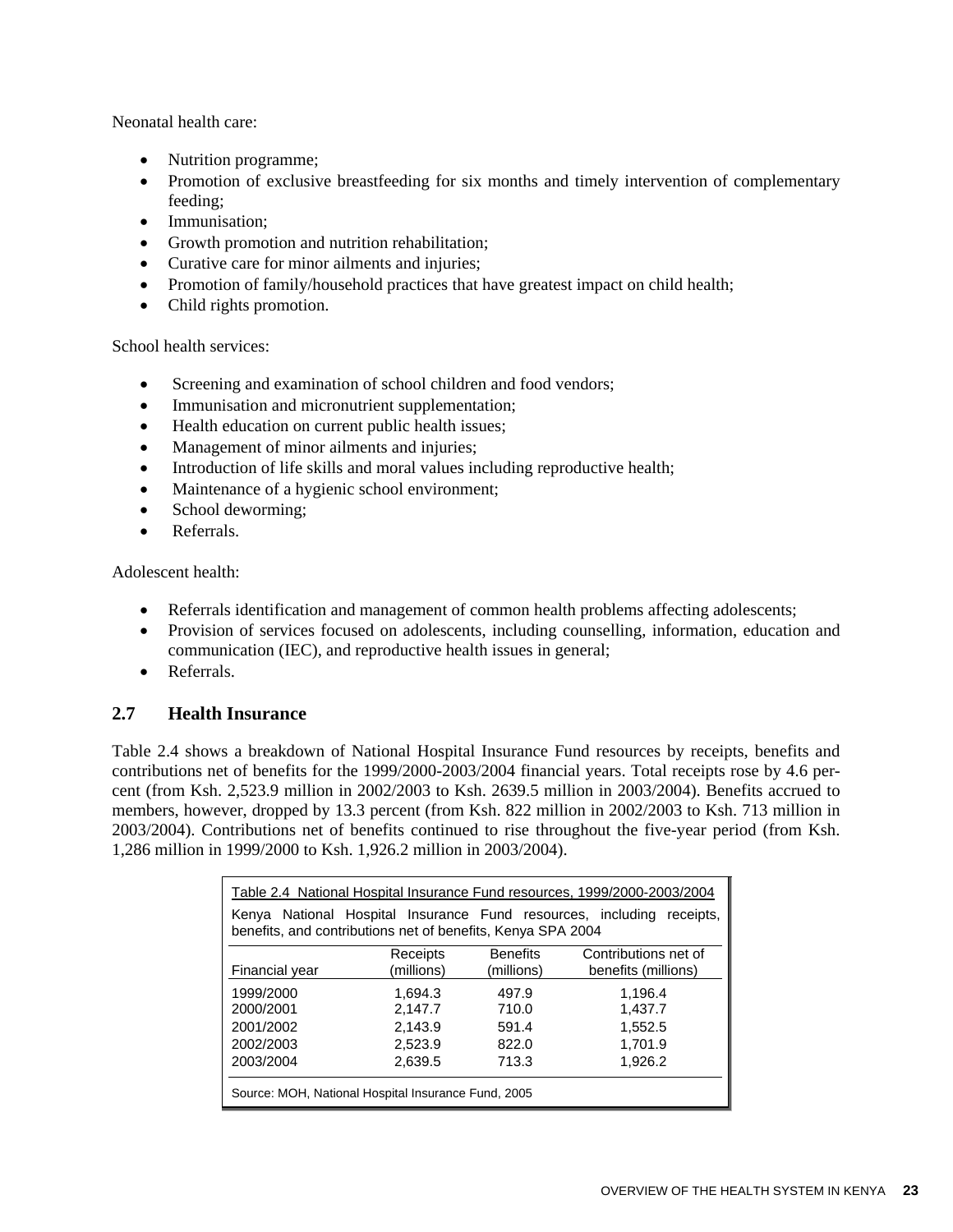Neonatal health care:

- Nutrition programme;
- Promotion of exclusive breastfeeding for six months and timely intervention of complementary feeding;
- Immunisation;
- Growth promotion and nutrition rehabilitation;
- Curative care for minor ailments and injuries;
- Promotion of family/household practices that have greatest impact on child health;
- Child rights promotion.

School health services:

- Screening and examination of school children and food vendors;
- Immunisation and micronutrient supplementation;
- Health education on current public health issues;
- Management of minor ailments and injuries;
- Introduction of life skills and moral values including reproductive health;
- Maintenance of a hygienic school environment;
- School deworming;
- Referrals.

Adolescent health:

- Referrals identification and management of common health problems affecting adolescents;
- Provision of services focused on adolescents, including counselling, information, education and communication (IEC), and reproductive health issues in general;
- Referrals.

## 2.7 Health Insurance

Table 2.4 shows a breakdown of National Hospital Insurance Fund resources by receipts, benefits and contributions net of benefits for the 1999/2000-2003/2004 financial years. Total receipts rose by 4.6 percent (from Ksh. 2,523.9 million in 2002/2003 to Ksh. 2639.5 million in 2003/2004). Benefits accrued to members, however, dropped by 13.3 percent (from Ksh. 822 million in 2002/2003 to Ksh. 713 million in 2003/2004). Contributions net of benefits continued to rise throughout the five-year period (from Ksh. 1,286 million in 1999/2000 to Ksh. 1,926.2 million in 2003/2004).

Table 2.4 National Hospital Insurance Fund resources, 1999/2000-2003/2004

Kenya National Hospital Insurance Fund resources, including receipts, benefits, and contributions net of benefits, Kenya SPA 2004

| Financial year | Receipts (millions) | Benefits (millions) | Contributions net of benefits (millions) |
|---|---|---|---|
| 1999/2000 | 1,694.3 | 497.9 | 1,196.4 |
| 2000/2001 | 2,147.7 | 710.0 | 1,437.7 |
| 2001/2002 | 2,143.9 | 591.4 | 1,552.5 |
| 2002/2003 | 2,523.9 | 822.0 | 1,701.9 |
| 2003/2004 | 2,639.5 | 713.3 | 1,926.2 |

Source: MOH, National Hospital Insurance Fund, 2005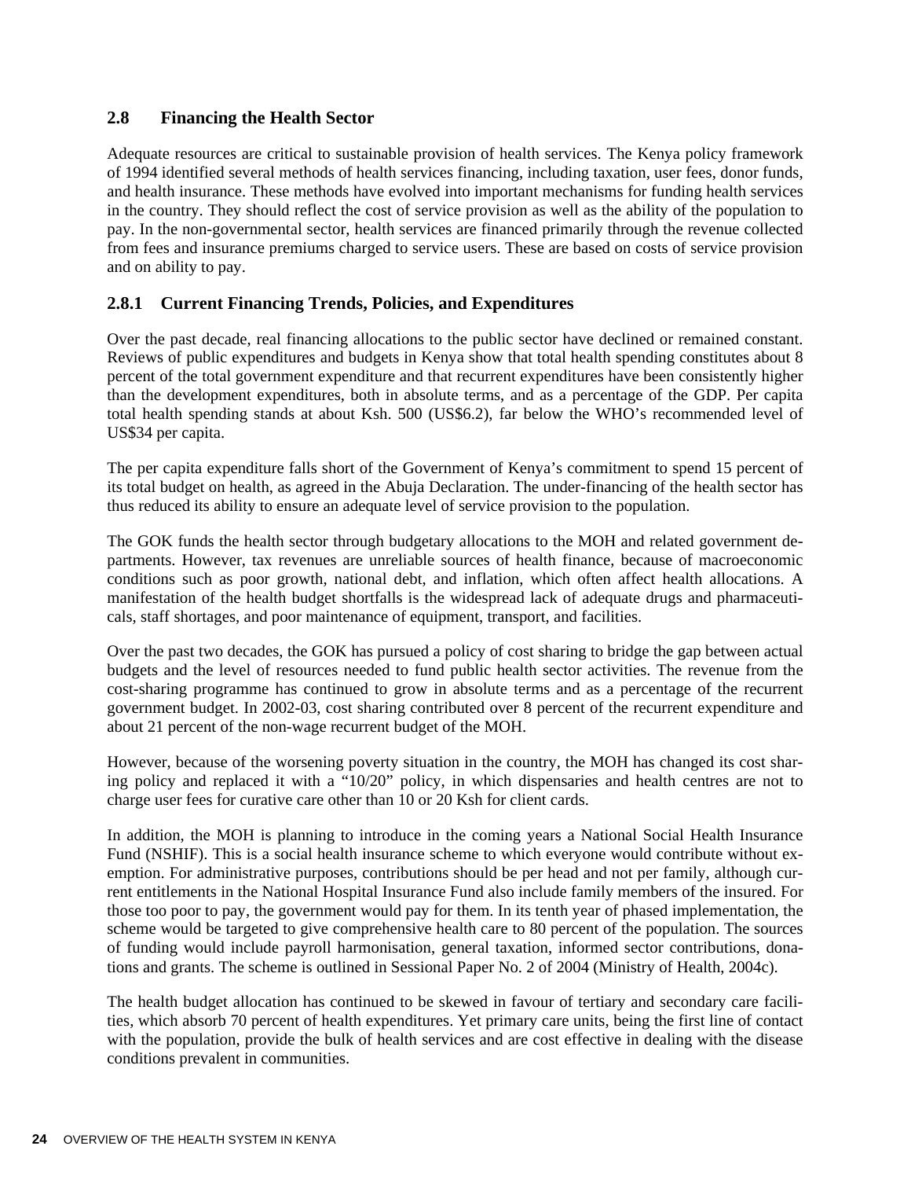## 2.8 Financing the Health Sector

Adequate resources are critical to sustainable provision of health services. The Kenya policy framework of 1994 identified several methods of health services financing, including taxation, user fees, donor funds, and health insurance. These methods have evolved into important mechanisms for funding health services in the country. They should reflect the cost of service provision as well as the ability of the population to pay. In the non-governmental sector, health services are financed primarily through the revenue collected from fees and insurance premiums charged to service users. These are based on costs of service provision and on ability to pay.

### 2.8.1 Current Financing Trends, Policies, and Expenditures

Over the past decade, real financing allocations to the public sector have declined or remained constant. Reviews of public expenditures and budgets in Kenya show that total health spending constitutes about 8 percent of the total government expenditure and that recurrent expenditures have been consistently higher than the development expenditures, both in absolute terms, and as a percentage of the GDP. Per capita total health spending stands at about Ksh. 500 (US$6.2), far below the WHO's recommended level of US$34 per capita.

The per capita expenditure falls short of the Government of Kenya's commitment to spend 15 percent of its total budget on health, as agreed in the Abuja Declaration. The under-financing of the health sector has thus reduced its ability to ensure an adequate level of service provision to the population.

The GOK funds the health sector through budgetary allocations to the MOH and related government departments. However, tax revenues are unreliable sources of health finance, because of macroeconomic conditions such as poor growth, national debt, and inflation, which often affect health allocations. A manifestation of the health budget shortfalls is the widespread lack of adequate drugs and pharmaceuticals, staff shortages, and poor maintenance of equipment, transport, and facilities.

Over the past two decades, the GOK has pursued a policy of cost sharing to bridge the gap between actual budgets and the level of resources needed to fund public health sector activities. The revenue from the cost-sharing programme has continued to grow in absolute terms and as a percentage of the recurrent government budget. In 2002-03, cost sharing contributed over 8 percent of the recurrent expenditure and about 21 percent of the non-wage recurrent budget of the MOH.

However, because of the worsening poverty situation in the country, the MOH has changed its cost sharing policy and replaced it with a "10/20" policy, in which dispensaries and health centres are not to charge user fees for curative care other than 10 or 20 Ksh for client cards.

In addition, the MOH is planning to introduce in the coming years a National Social Health Insurance Fund (NSHIF). This is a social health insurance scheme to which everyone would contribute without exemption. For administrative purposes, contributions should be per head and not per family, although current entitlements in the National Hospital Insurance Fund also include family members of the insured. For those too poor to pay, the government would pay for them. In its tenth year of phased implementation, the scheme would be targeted to give comprehensive health care to 80 percent of the population. The sources of funding would include payroll harmonisation, general taxation, informed sector contributions, donations and grants. The scheme is outlined in Sessional Paper No. 2 of 2004 (Ministry of Health, 2004c).

The health budget allocation has continued to be skewed in favour of tertiary and secondary care facilities, which absorb 70 percent of health expenditures. Yet primary care units, being the first line of contact with the population, provide the bulk of health services and are cost effective in dealing with the disease conditions prevalent in communities.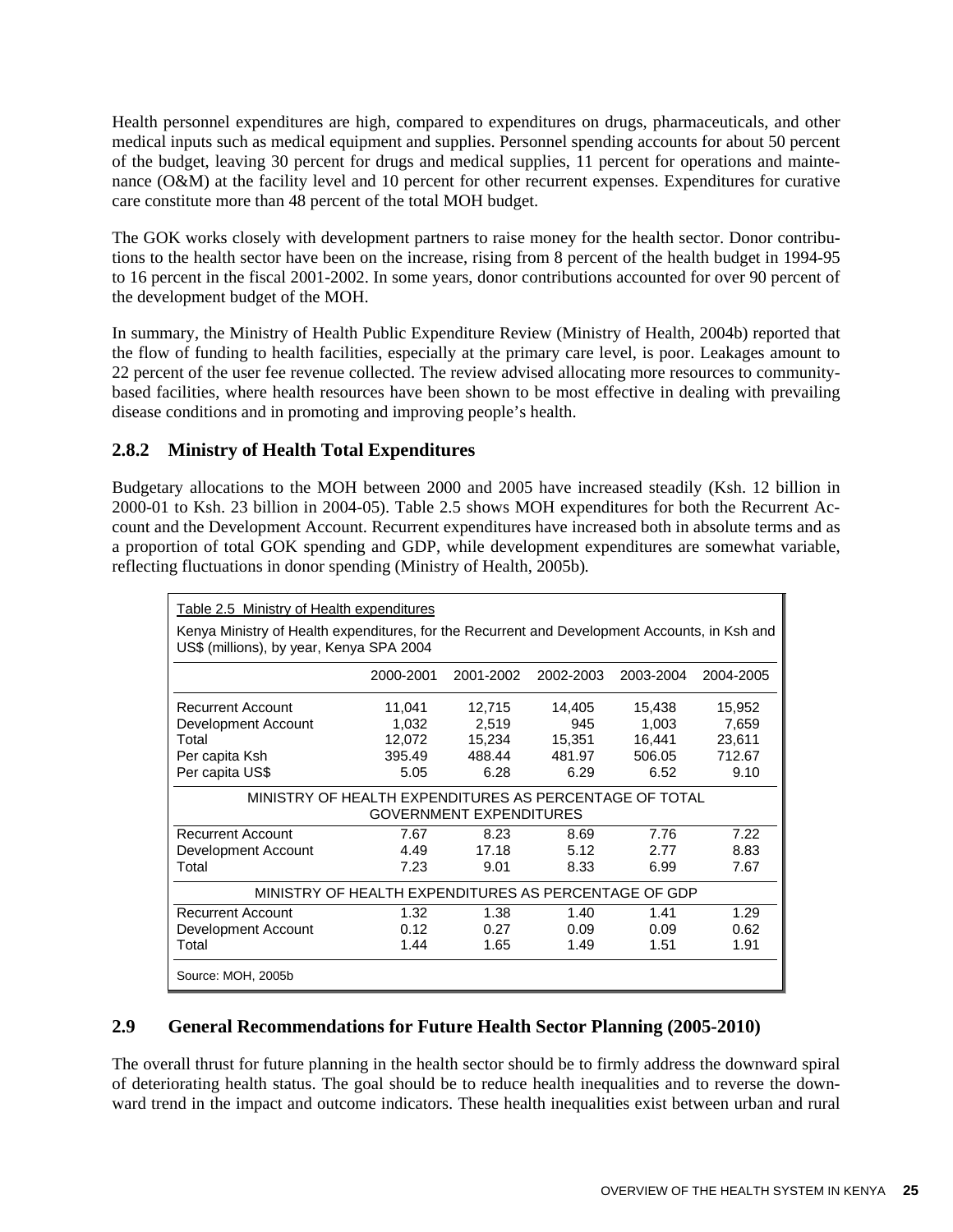Health personnel expenditures are high, compared to expenditures on drugs, pharmaceuticals, and other medical inputs such as medical equipment and supplies. Personnel spending accounts for about 50 percent of the budget, leaving 30 percent for drugs and medical supplies, 11 percent for operations and maintenance (O&M) at the facility level and 10 percent for other recurrent expenses. Expenditures for curative care constitute more than 48 percent of the total MOH budget.

The GOK works closely with development partners to raise money for the health sector. Donor contributions to the health sector have been on the increase, rising from 8 percent of the health budget in 1994-95 to 16 percent in the fiscal 2001-2002. In some years, donor contributions accounted for over 90 percent of the development budget of the MOH.

In summary, the Ministry of Health Public Expenditure Review (Ministry of Health, 2004b) reported that the flow of funding to health facilities, especially at the primary care level, is poor. Leakages amount to 22 percent of the user fee revenue collected. The review advised allocating more resources to community-based facilities, where health resources have been shown to be most effective in dealing with prevailing disease conditions and in promoting and improving people's health.

### 2.8.2 Ministry of Health Total Expenditures

Budgetary allocations to the MOH between 2000 and 2005 have increased steadily (Ksh. 12 billion in 2000-01 to Ksh. 23 billion in 2004-05). Table 2.5 shows MOH expenditures for both the Recurrent Account and the Development Account. Recurrent expenditures have increased both in absolute terms and as a proportion of total GOK spending and GDP, while development expenditures are somewhat variable, reflecting fluctuations in donor spending (Ministry of Health, 2005b).

Table 2.5 Ministry of Health expenditures

Kenya Ministry of Health expenditures, for the Recurrent and Development Accounts, in Ksh and US$ (millions), by year, Kenya SPA 2004

| | 2000-2001 | 2001-2002 | 2002-2003 | 2003-2004 | 2004-2005 |
|---|---|---|---|---|---|
| Recurrent Account | 11,041 | 12,715 | 14,405 | 15,438 | 15,952 |
| Development Account | 1,032 | 2,519 | 945 | 1,003 | 7,659 |
| Total | 12,072 | 15,234 | 15,351 | 16,441 | 23,611 |
| Per capita Ksh | 395.49 | 488.44 | 481.97 | 506.05 | 712.67 |
| Per capita US$ | 5.05 | 6.28 | 6.29 | 6.52 | 9.10 |
| MINISTRY OF HEALTH EXPENDITURES AS PERCENTAGE OF TOTAL GOVERNMENT EXPENDITURES | | | | | |
| Recurrent Account | 7.67 | 8.23 | 8.69 | 7.76 | 7.22 |
| Development Account | 4.49 | 17.18 | 5.12 | 2.77 | 8.83 |
| Total | 7.23 | 9.01 | 8.33 | 6.99 | 7.67 |
| MINISTRY OF HEALTH EXPENDITURES AS PERCENTAGE OF GDP | | | | | |
| Recurrent Account | 1.32 | 1.38 | 1.40 | 1.41 | 1.29 |
| Development Account | 0.12 | 0.27 | 0.09 | 0.09 | 0.62 |
| Total | 1.44 | 1.65 | 1.49 | 1.51 | 1.91 |

Source: MOH, 2005b

## 2.9 General Recommendations for Future Health Sector Planning (2005-2010)

The overall thrust for future planning in the health sector should be to firmly address the downward spiral of deteriorating health status. The goal should be to reduce health inequalities and to reverse the downward trend in the impact and outcome indicators. These health inequalities exist between urban and rural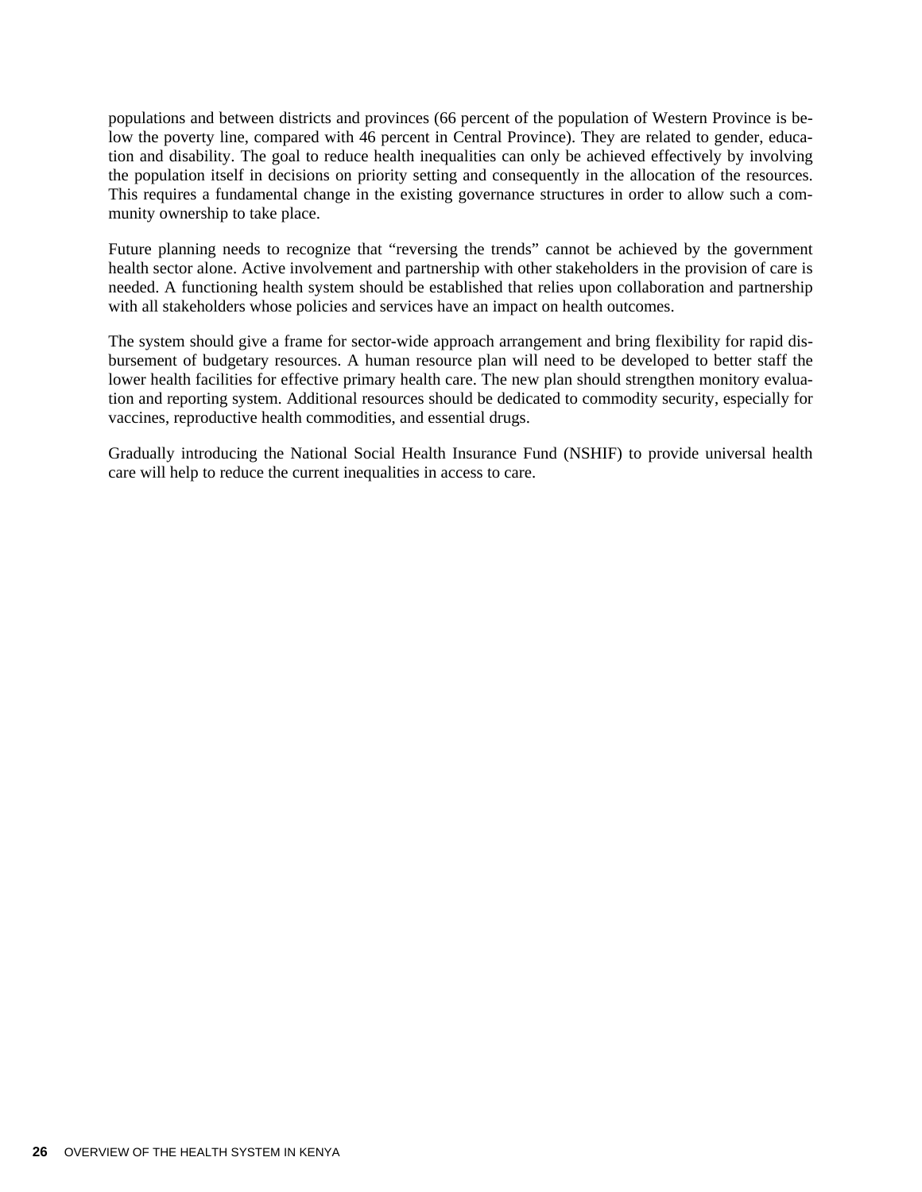populations and between districts and provinces (66 percent of the population of Western Province is below the poverty line, compared with 46 percent in Central Province). They are related to gender, education and disability. The goal to reduce health inequalities can only be achieved effectively by involving the population itself in decisions on priority setting and consequently in the allocation of the resources. This requires a fundamental change in the existing governance structures in order to allow such a community ownership to take place.

Future planning needs to recognize that "reversing the trends" cannot be achieved by the government health sector alone. Active involvement and partnership with other stakeholders in the provision of care is needed. A functioning health system should be established that relies upon collaboration and partnership with all stakeholders whose policies and services have an impact on health outcomes.

The system should give a frame for sector-wide approach arrangement and bring flexibility for rapid disbursement of budgetary resources. A human resource plan will need to be developed to better staff the lower health facilities for effective primary health care. The new plan should strengthen monitory evaluation and reporting system. Additional resources should be dedicated to commodity security, especially for vaccines, reproductive health commodities, and essential drugs.

Gradually introducing the National Social Health Insurance Fund (NSHIF) to provide universal health care will help to reduce the current inequalities in access to care.